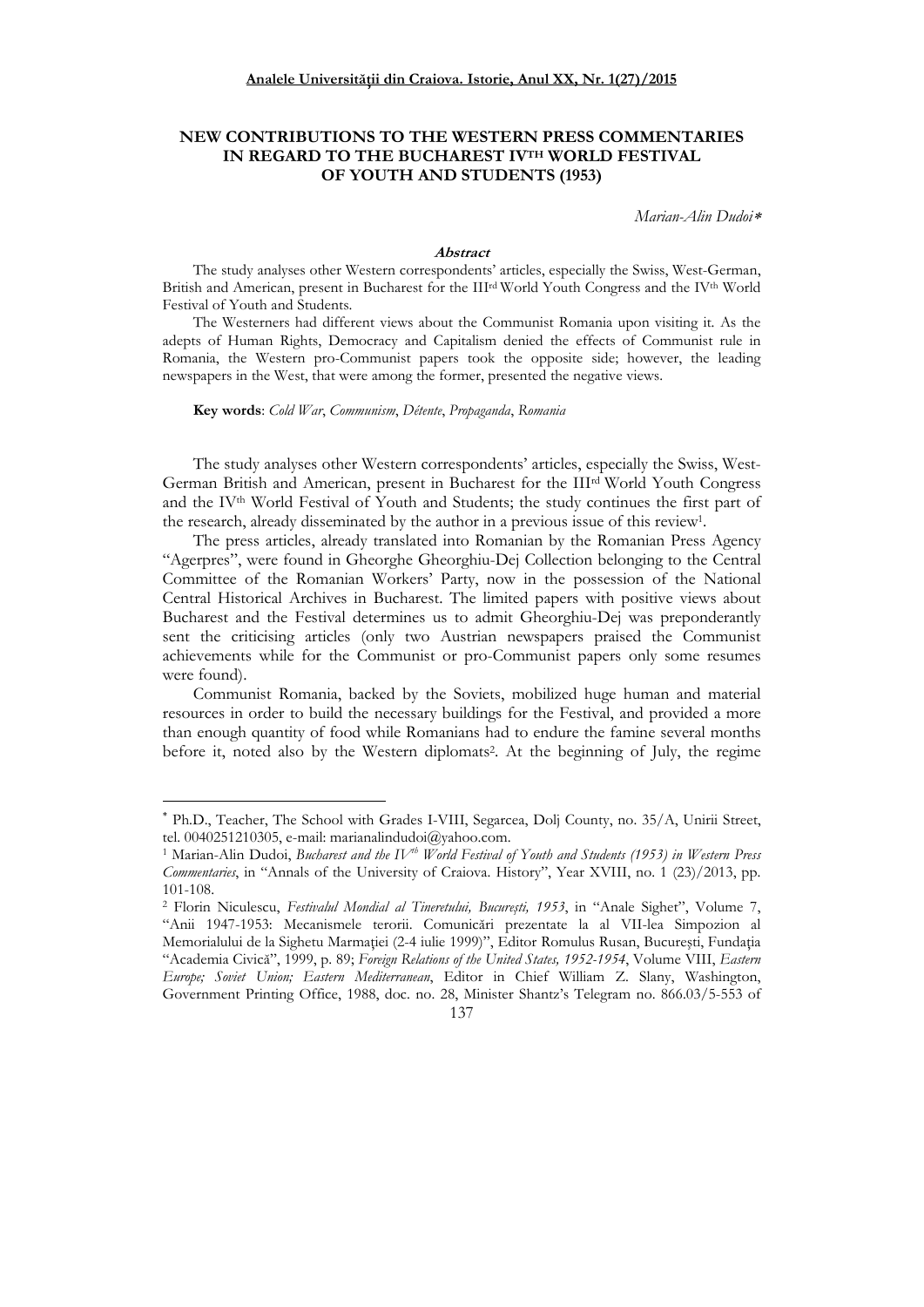# NEW CONTRIBUTIONS TO THE WESTERN PRESS COMMENTARIES IN REGARD TO THE BUCHAREST IVTH WORLD FESTIVAL OF YOUTH AND STUDENTS (1953)

*Marian-Alin Dudoi*[*]

**Abstract**

The study analyses other Western correspondents' articles, especially the Swiss, West-German, British and American, present in Bucharest for the IIIrd World Youth Congress and the IVth World Festival of Youth and Students.

The Westerners had different views about the Communist Romania upon visiting it. As the adepts of Human Rights, Democracy and Capitalism denied the effects of Communist rule in Romania, the Western pro-Communist papers took the opposite side; however, the leading newspapers in the West, that were among the former, presented the negative views.

**Key words**: *Cold War*, *Communism*, *Détente*, *Propaganda*, *Romania*

The study analyses other Western correspondents' articles, especially the Swiss, West-German British and American, present in Bucharest for the IIIrd World Youth Congress and the IVth World Festival of Youth and Students; the study continues the first part of the research, already disseminated by the author in a previous issue of this review[1].

The press articles, already translated into Romanian by the Romanian Press Agency "Agerpres", were found in Gheorghe Gheorghiu-Dej Collection belonging to the Central Committee of the Romanian Workers' Party, now in the possession of the National Central Historical Archives in Bucharest. The limited papers with positive views about Bucharest and the Festival determines us to admit Gheorghiu-Dej was preponderantly sent the criticising articles (only two Austrian newspapers praised the Communist achievements while for the Communist or pro-Communist papers only some resumes were found).

Communist Romania, backed by the Soviets, mobilized huge human and material resources in order to build the necessary buildings for the Festival, and provided a more than enough quantity of food while Romanians had to endure the famine several months before it, noted also by the Western diplomats[2]. At the beginning of July, the regime

---

[*] Ph.D., Teacher, The School with Grades I-VIII, Segarcea, Dolj County, no. 35/A, Unirii Street, tel. 0040251210305, e-mail: marianalindudoi@yahoo.com.

[1] Marian-Alin Dudoi, *Bucharest and the IVth World Festival of Youth and Students (1953) in Western Press Commentaries*, in "Annals of the University of Craiova. History", Year XVIII, no. 1 (23)/2013, pp. 101-108.

[2] Florin Niculescu, *Festivalul Mondial al Tineretului, Bucureşti, 1953*, in "Anale Sighet", Volume 7, "Anii 1947-1953: Mecanismele terorii. Comunicări prezentate la al VII-lea Simpozion al Memorialului de la Sighetu Marmaţiei (2-4 iulie 1999)", Editor Romulus Rusan, Bucureşti, Fundaţia "Academia Civică", 1999, p. 89; *Foreign Relations of the United States, 1952-1954*, Volume VIII, *Eastern Europe; Soviet Union; Eastern Mediterranean*, Editor in Chief William Z. Slany, Washington, Government Printing Office, 1988, doc. no. 28, Minister Shantz's Telegram no. 866.03/5-553 of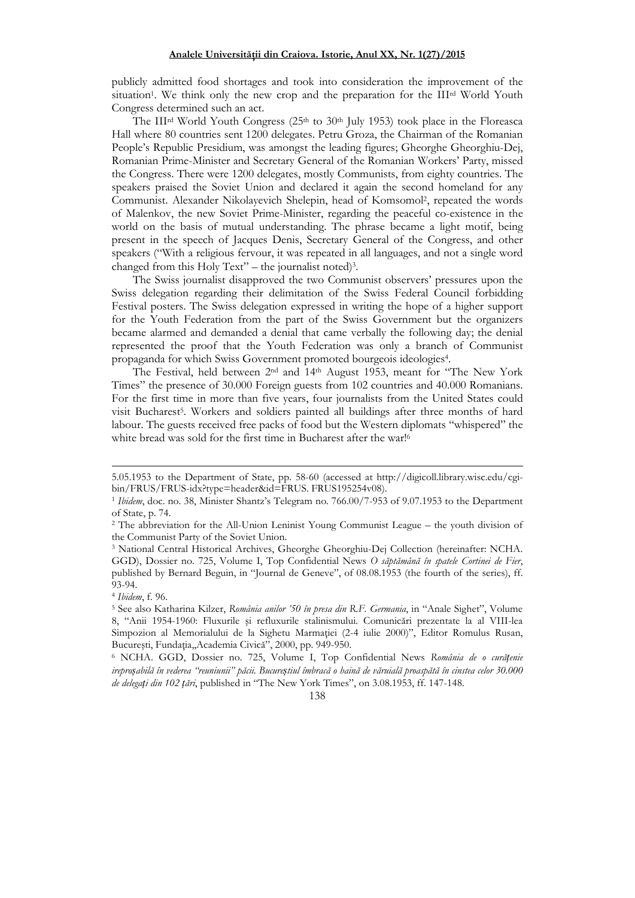publicly admitted food shortages and took into consideration the improvement of the situation[1]. We think only the new crop and the preparation for the III[rd] World Youth Congress determined such an act.

The III[rd] World Youth Congress (25[th] to 30[th] July 1953) took place in the Floreasca Hall where 80 countries sent 1200 delegates. Petru Groza, the Chairman of the Romanian People's Republic Presidium, was amongst the leading figures; Gheorghe Gheorghiu-Dej, Romanian Prime-Minister and Secretary General of the Romanian Workers' Party, missed the Congress. There were 1200 delegates, mostly Communists, from eighty countries. The speakers praised the Soviet Union and declared it again the second homeland for any Communist. Alexander Nikolayevich Shelepin, head of Komsomol[2], repeated the words of Malenkov, the new Soviet Prime-Minister, regarding the peaceful co-existence in the world on the basis of mutual understanding. The phrase became a light motif, being present in the speech of Jacques Denis, Secretary General of the Congress, and other speakers ("With a religious fervour, it was repeated in all languages, and not a single word changed from this Holy Text" – the journalist noted)[3].

The Swiss journalist disapproved the two Communist observers' pressures upon the Swiss delegation regarding their delimitation of the Swiss Federal Council forbidding Festival posters. The Swiss delegation expressed in writing the hope of a higher support for the Youth Federation from the part of the Swiss Government but the organizers became alarmed and demanded a denial that came verbally the following day; the denial represented the proof that the Youth Federation was only a branch of Communist propaganda for which Swiss Government promoted bourgeois ideologies[4].

The Festival, held between 2[nd] and 14[th] August 1953, meant for "The New York Times" the presence of 30.000 Foreign guests from 102 countries and 40.000 Romanians. For the first time in more than five years, four journalists from the United States could visit Bucharest[5]. Workers and soldiers painted all buildings after three months of hard labour. The guests received free packs of food but the Western diplomats "whispered" the white bread was sold for the first time in Bucharest after the war![6]

---

5.05.1953 to the Department of State, pp. 58-60 (accessed at http://digicoll.library.wisc.edu/cgi-bin/FRUS/FRUS-idx?type=header&id=FRUS. FRUS195254v08).

[1] *Ibidem*, doc. no. 38, Minister Shantz's Telegram no. 766.00/7-953 of 9.07.1953 to the Department of State, p. 74.

[2] The abbreviation for the All-Union Leninist Young Communist League – the youth division of the Communist Party of the Soviet Union.

[3] National Central Historical Archives, Gheorghe Gheorghiu-Dej Collection (hereinafter: NCHA. GGD), Dossier no. 725, Volume I, Top Confidential News *O săptămână în spatele Cortinei de Fier*, published by Bernard Beguin, in "Journal de Geneve", of 08.08.1953 (the fourth of the series), ff. 93-94.

[4] *Ibidem*, f. 96.

[5] See also Katharina Kilzer, *România anilor '50 în presa din R.F. Germania*, in "Anale Sighet", Volume 8, "Anii 1954-1960: Fluxurile şi refluxurile stalinismului. Comunicări prezentate la al VIII-lea Simpozion al Memorialului de la Sighetu Marmaţiei (2-4 iulie 2000)", Editor Romulus Rusan, Bucureşti, Fundaţia„Academia Civică", 2000, pp. 949-950.

[6] NCHA. GGD, Dossier no. 725, Volume I, Top Confidential News *România de o curăţenie ireproşabilă în vederea "reuniunii" păcii. Bucureştiul îmbracă o haină de văruială proaspătă în cinstea celor 30.000 de delegaţi din 102 ţări*, published in "The New York Times", on 3.08.1953, ff. 147-148.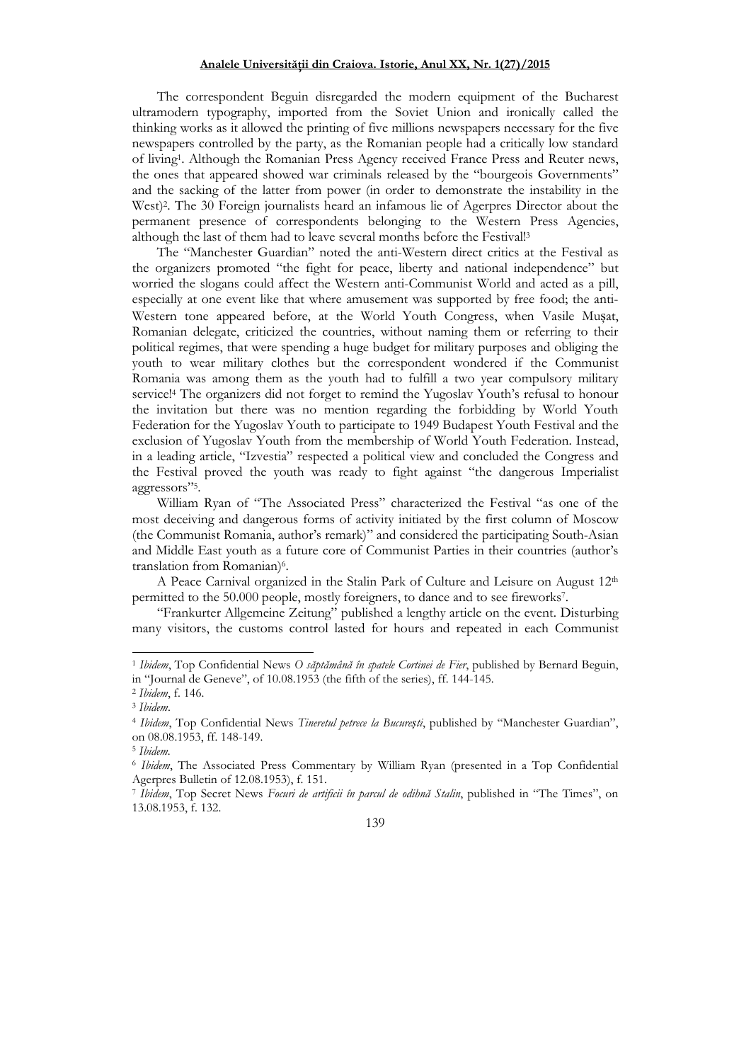The correspondent Beguin disregarded the modern equipment of the Bucharest ultramodern typography, imported from the Soviet Union and ironically called the thinking works as it allowed the printing of five millions newspapers necessary for the five newspapers controlled by the party, as the Romanian people had a critically low standard of living[1]. Although the Romanian Press Agency received France Press and Reuter news, the ones that appeared showed war criminals released by the "bourgeois Governments" and the sacking of the latter from power (in order to demonstrate the instability in the West)[2]. The 30 Foreign journalists heard an infamous lie of Agerpres Director about the permanent presence of correspondents belonging to the Western Press Agencies, although the last of them had to leave several months before the Festival![3]

The "Manchester Guardian" noted the anti-Western direct critics at the Festival as the organizers promoted "the fight for peace, liberty and national independence" but worried the slogans could affect the Western anti-Communist World and acted as a pill, especially at one event like that where amusement was supported by free food; the anti-Western tone appeared before, at the World Youth Congress, when Vasile Mușat, Romanian delegate, criticized the countries, without naming them or referring to their political regimes, that were spending a huge budget for military purposes and obliging the youth to wear military clothes but the correspondent wondered if the Communist Romania was among them as the youth had to fulfill a two year compulsory military service![4] The organizers did not forget to remind the Yugoslav Youth's refusal to honour the invitation but there was no mention regarding the forbidding by World Youth Federation for the Yugoslav Youth to participate to 1949 Budapest Youth Festival and the exclusion of Yugoslav Youth from the membership of World Youth Federation. Instead, in a leading article, "Izvestia" respected a political view and concluded the Congress and the Festival proved the youth was ready to fight against "the dangerous Imperialist aggressors"[5].

William Ryan of "The Associated Press" characterized the Festival "as one of the most deceiving and dangerous forms of activity initiated by the first column of Moscow (the Communist Romania, author's remark)" and considered the participating South-Asian and Middle East youth as a future core of Communist Parties in their countries (author's translation from Romanian)[6].

A Peace Carnival organized in the Stalin Park of Culture and Leisure on August 12th permitted to the 50.000 people, mostly foreigners, to dance and to see fireworks[7].

"Frankurter Allgemeine Zeitung" published a lengthy article on the event. Disturbing many visitors, the customs control lasted for hours and repeated in each Communist

---

[1] *Ibidem*, Top Confidential News *O săptămână în spatele Cortinei de Fier*, published by Bernard Beguin, in "Journal de Geneve", of 10.08.1953 (the fifth of the series), ff. 144-145.

[2] *Ibidem*, f. 146.

[3] *Ibidem*.

[4] *Ibidem*, Top Confidential News *Tineretul petrece la București*, published by "Manchester Guardian", on 08.08.1953, ff. 148-149.

[5] *Ibidem*.

[6] *Ibidem*, The Associated Press Commentary by William Ryan (presented in a Top Confidential Agerpres Bulletin of 12.08.1953), f. 151.

[7] *Ibidem*, Top Secret News *Focuri de artificii în parcul de odihnă Stalin*, published in "The Times", on 13.08.1953, f. 132.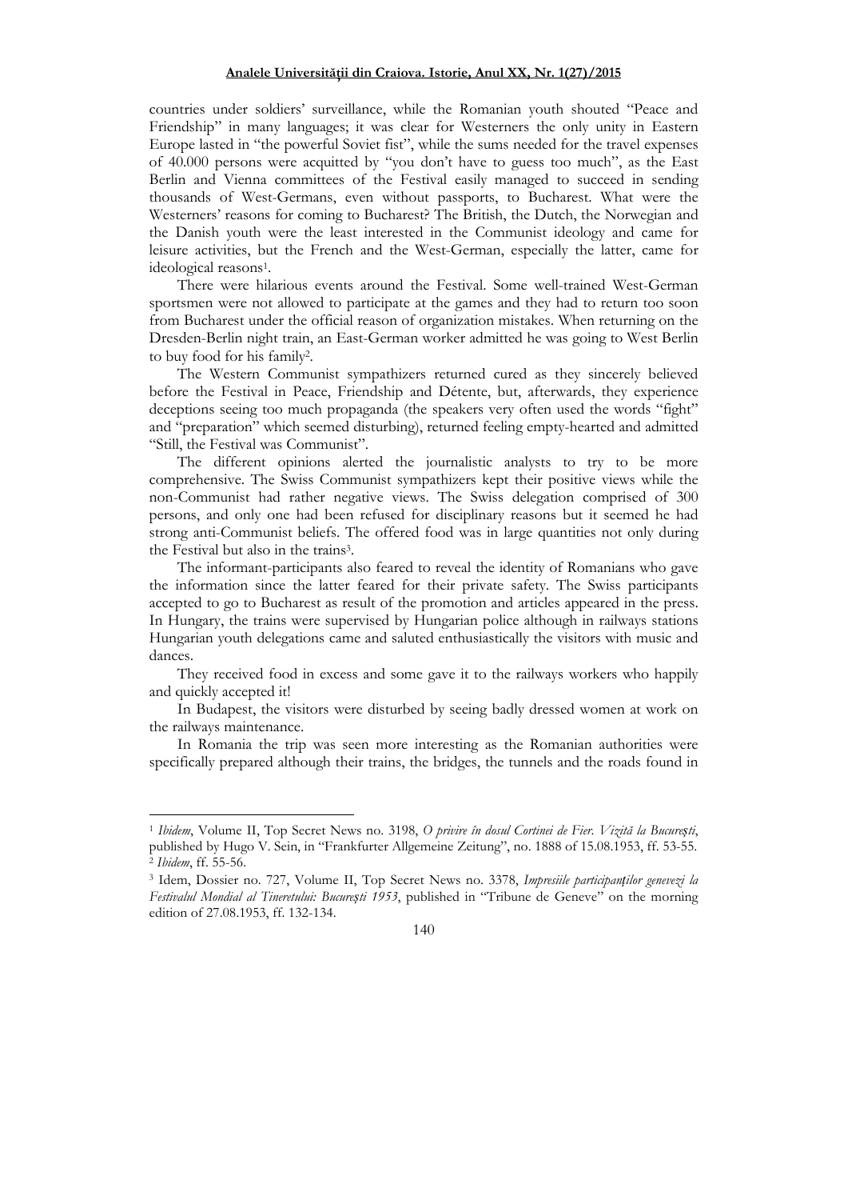countries under soldiers' surveillance, while the Romanian youth shouted "Peace and Friendship" in many languages; it was clear for Westerners the only unity in Eastern Europe lasted in "the powerful Soviet fist", while the sums needed for the travel expenses of 40.000 persons were acquitted by "you don't have to guess too much", as the East Berlin and Vienna committees of the Festival easily managed to succeed in sending thousands of West-Germans, even without passports, to Bucharest. What were the Westerners' reasons for coming to Bucharest? The British, the Dutch, the Norwegian and the Danish youth were the least interested in the Communist ideology and came for leisure activities, but the French and the West-German, especially the latter, came for ideological reasons[1].

There were hilarious events around the Festival. Some well-trained West-German sportsmen were not allowed to participate at the games and they had to return too soon from Bucharest under the official reason of organization mistakes. When returning on the Dresden-Berlin night train, an East-German worker admitted he was going to West Berlin to buy food for his family[2].

The Western Communist sympathizers returned cured as they sincerely believed before the Festival in Peace, Friendship and Détente, but, afterwards, they experience deceptions seeing too much propaganda (the speakers very often used the words "fight" and "preparation" which seemed disturbing), returned feeling empty-hearted and admitted "Still, the Festival was Communist".

The different opinions alerted the journalistic analysts to try to be more comprehensive. The Swiss Communist sympathizers kept their positive views while the non-Communist had rather negative views. The Swiss delegation comprised of 300 persons, and only one had been refused for disciplinary reasons but it seemed he had strong anti-Communist beliefs. The offered food was in large quantities not only during the Festival but also in the trains[3].

The informant-participants also feared to reveal the identity of Romanians who gave the information since the latter feared for their private safety. The Swiss participants accepted to go to Bucharest as result of the promotion and articles appeared in the press. In Hungary, the trains were supervised by Hungarian police although in railways stations Hungarian youth delegations came and saluted enthusiastically the visitors with music and dances.

They received food in excess and some gave it to the railways workers who happily and quickly accepted it!

In Budapest, the visitors were disturbed by seeing badly dressed women at work on the railways maintenance.

In Romania the trip was seen more interesting as the Romanian authorities were specifically prepared although their trains, the bridges, the tunnels and the roads found in

---

[1] *Ibidem*, Volume II, Top Secret News no. 3198, *O privire în dosul Cortinei de Fier. Vizită la București*, published by Hugo V. Sein, in "Frankfurter Allgemeine Zeitung", no. 1888 of 15.08.1953, ff. 53-55.

[2] *Ibidem*, ff. 55-56.

[3] Idem, Dossier no. 727, Volume II, Top Secret News no. 3378, *Impresiile participanților genevezi la Festivalul Mondial al Tineretului: București 1953*, published in "Tribune de Geneve" on the morning edition of 27.08.1953, ff. 132-134.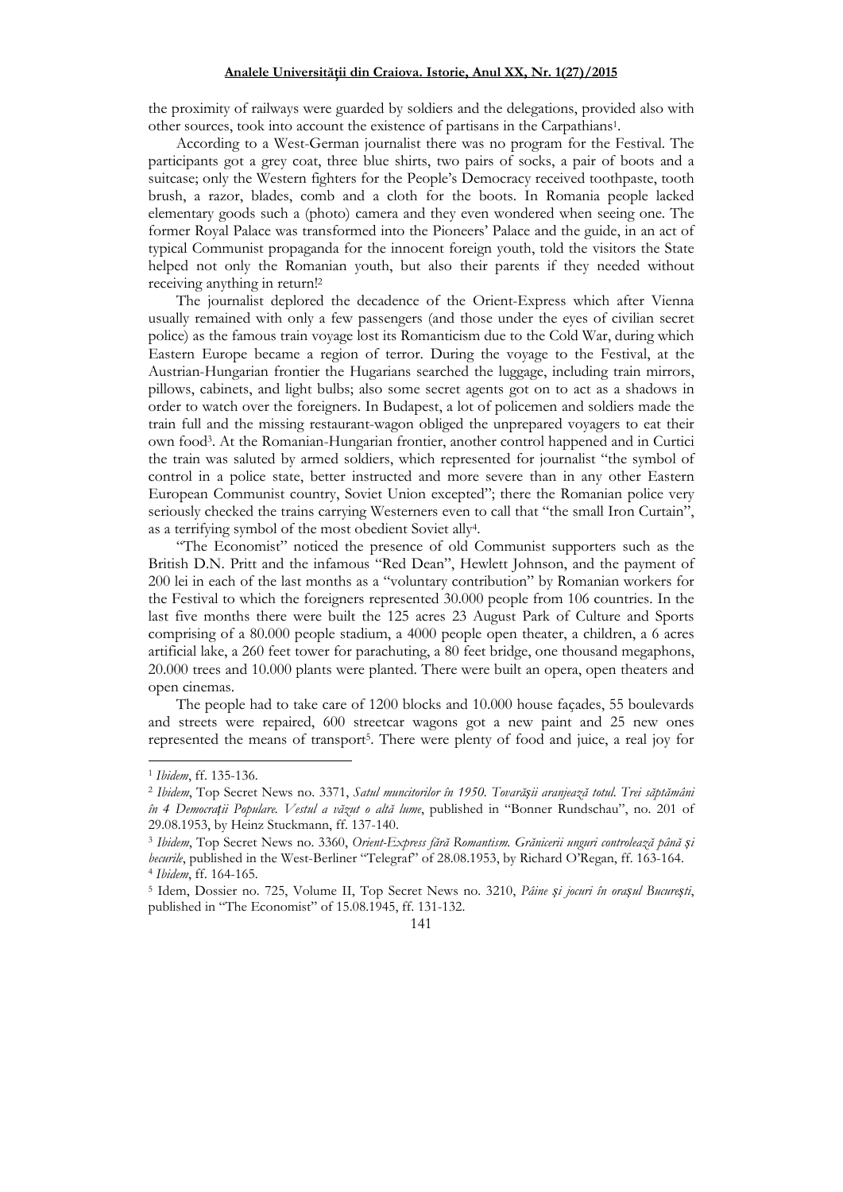the proximity of railways were guarded by soldiers and the delegations, provided also with other sources, took into account the existence of partisans in the Carpathians[1].

According to a West-German journalist there was no program for the Festival. The participants got a grey coat, three blue shirts, two pairs of socks, a pair of boots and a suitcase; only the Western fighters for the People's Democracy received toothpaste, tooth brush, a razor, blades, comb and a cloth for the boots. In Romania people lacked elementary goods such a (photo) camera and they even wondered when seeing one. The former Royal Palace was transformed into the Pioneers' Palace and the guide, in an act of typical Communist propaganda for the innocent foreign youth, told the visitors the State helped not only the Romanian youth, but also their parents if they needed without receiving anything in return![2]

The journalist deplored the decadence of the Orient-Express which after Vienna usually remained with only a few passengers (and those under the eyes of civilian secret police) as the famous train voyage lost its Romanticism due to the Cold War, during which Eastern Europe became a region of terror. During the voyage to the Festival, at the Austrian-Hungarian frontier the Hugarians searched the luggage, including train mirrors, pillows, cabinets, and light bulbs; also some secret agents got on to act as a shadows in order to watch over the foreigners. In Budapest, a lot of policemen and soldiers made the train full and the missing restaurant-wagon obliged the unprepared voyagers to eat their own food[3]. At the Romanian-Hungarian frontier, another control happened and in Curtici the train was saluted by armed soldiers, which represented for journalist "the symbol of control in a police state, better instructed and more severe than in any other Eastern European Communist country, Soviet Union excepted"; there the Romanian police very seriously checked the trains carrying Westerners even to call that "the small Iron Curtain", as a terrifying symbol of the most obedient Soviet ally[4].

"The Economist" noticed the presence of old Communist supporters such as the British D.N. Pritt and the infamous "Red Dean", Hewlett Johnson, and the payment of 200 lei in each of the last months as a "voluntary contribution" by Romanian workers for the Festival to which the foreigners represented 30.000 people from 106 countries. In the last five months there were built the 125 acres 23 August Park of Culture and Sports comprising of a 80.000 people stadium, a 4000 people open theater, a children, a 6 acres artificial lake, a 260 feet tower for parachuting, a 80 feet bridge, one thousand megaphons, 20.000 trees and 10.000 plants were planted. There were built an opera, open theaters and open cinemas.

The people had to take care of 1200 blocks and 10.000 house façades, 55 boulevards and streets were repaired, 600 streetcar wagons got a new paint and 25 new ones represented the means of transport[5]. There were plenty of food and juice, a real joy for

---

[1] *Ibidem*, ff. 135-136.

[2] *Ibidem*, Top Secret News no. 3371, *Satul muncitorilor în 1950. Tovarășii aranjează totul. Trei săptămâni în 4 Democrații Populare. Vestul a văzut o altă lume*, published in "Bonner Rundschau", no. 201 of 29.08.1953, by Heinz Stuckmann, ff. 137-140.

[3] *Ibidem*, Top Secret News no. 3360, *Orient-Express fără Romantism. Grănicerii unguri controlează până și becurile*, published in the West-Berliner "Telegraf" of 28.08.1953, by Richard O'Regan, ff. 163-164.

[4] *Ibidem*, ff. 164-165.

[5] Idem, Dossier no. 725, Volume II, Top Secret News no. 3210, *Pâine și jocuri în orașul București*, published in "The Economist" of 15.08.1945, ff. 131-132.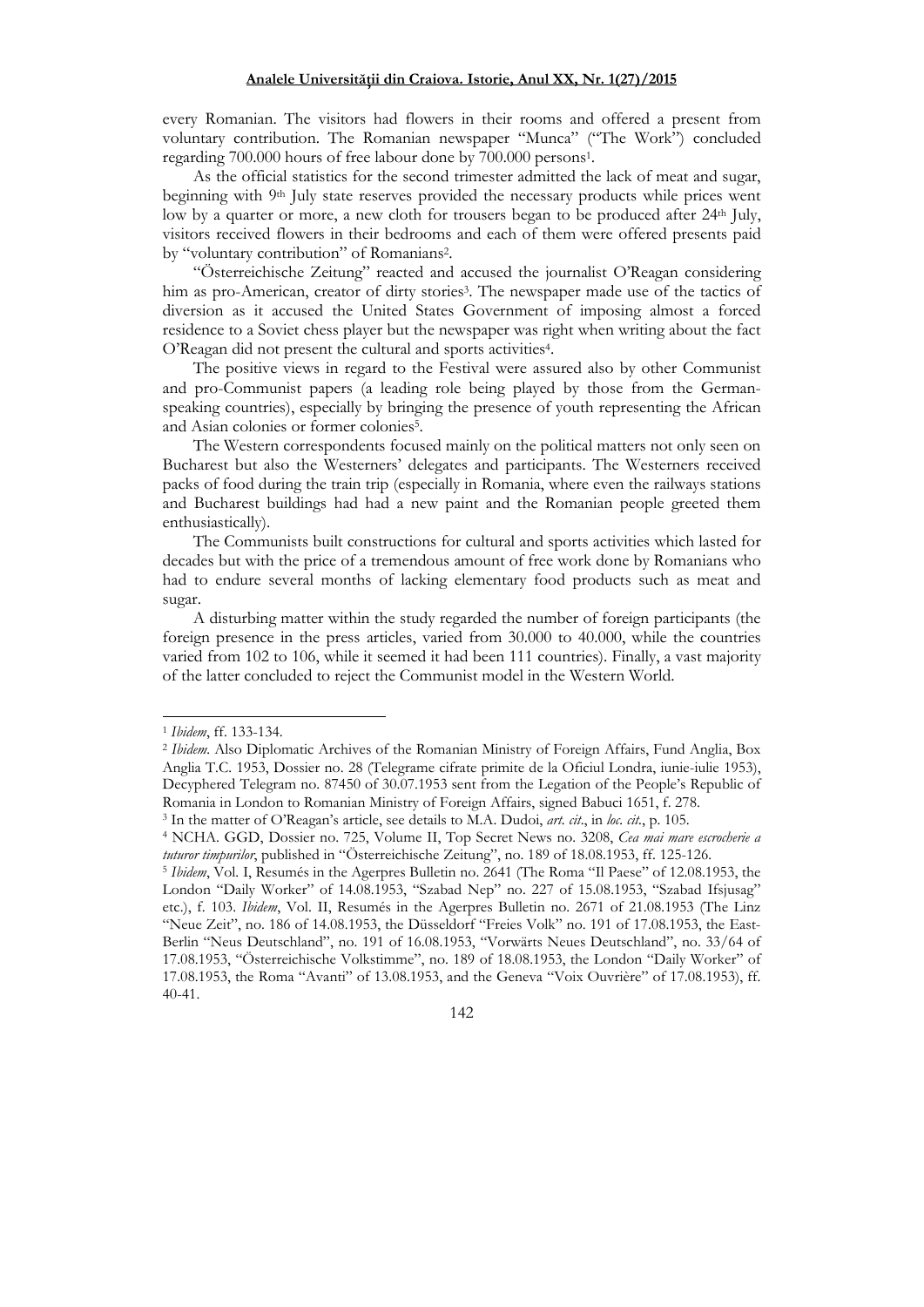every Romanian. The visitors had flowers in their rooms and offered a present from voluntary contribution. The Romanian newspaper "Munca" ("The Work") concluded regarding 700.000 hours of free labour done by 700.000 persons[1].

As the official statistics for the second trimester admitted the lack of meat and sugar, beginning with 9th July state reserves provided the necessary products while prices went low by a quarter or more, a new cloth for trousers began to be produced after 24th July, visitors received flowers in their bedrooms and each of them were offered presents paid by "voluntary contribution" of Romanians[2].

"Österreichische Zeitung" reacted and accused the journalist O'Reagan considering him as pro-American, creator of dirty stories[3]. The newspaper made use of the tactics of diversion as it accused the United States Government of imposing almost a forced residence to a Soviet chess player but the newspaper was right when writing about the fact O'Reagan did not present the cultural and sports activities[4].

The positive views in regard to the Festival were assured also by other Communist and pro-Communist papers (a leading role being played by those from the German-speaking countries), especially by bringing the presence of youth representing the African and Asian colonies or former colonies[5].

The Western correspondents focused mainly on the political matters not only seen on Bucharest but also the Westerners' delegates and participants. The Westerners received packs of food during the train trip (especially in Romania, where even the railways stations and Bucharest buildings had had a new paint and the Romanian people greeted them enthusiastically).

The Communists built constructions for cultural and sports activities which lasted for decades but with the price of a tremendous amount of free work done by Romanians who had to endure several months of lacking elementary food products such as meat and sugar.

A disturbing matter within the study regarded the number of foreign participants (the foreign presence in the press articles, varied from 30.000 to 40.000, while the countries varied from 102 to 106, while it seemed it had been 111 countries). Finally, a vast majority of the latter concluded to reject the Communist model in the Western World.

---

[1] *Ibidem*, ff. 133-134.

[2] *Ibidem*. Also Diplomatic Archives of the Romanian Ministry of Foreign Affairs, Fund Anglia, Box Anglia T.C. 1953, Dossier no. 28 (Telegrame cifrate primite de la Oficiul Londra, iunie-iulie 1953), Decyphered Telegram no. 87450 of 30.07.1953 sent from the Legation of the People's Republic of Romania in London to Romanian Ministry of Foreign Affairs, signed Babuci 1651, f. 278.

[3] In the matter of O'Reagan's article, see details to M.A. Dudoi, *art. cit.*, in *loc. cit.*, p. 105.

[4] NCHA. GGD, Dossier no. 725, Volume II, Top Secret News no. 3208, *Cea mai mare escrocherie a tuturor timpurilor*, published in "Österreichische Zeitung", no. 189 of 18.08.1953, ff. 125-126.

[5] *Ibidem*, Vol. I, Resumés in the Agerpres Bulletin no. 2641 (The Roma "Il Paese" of 12.08.1953, the London "Daily Worker" of 14.08.1953, "Szabad Nep" no. 227 of 15.08.1953, "Szabad Ifsjusag" etc.), f. 103. *Ibidem*, Vol. II, Resumés in the Agerpres Bulletin no. 2671 of 21.08.1953 (The Linz "Neue Zeit", no. 186 of 14.08.1953, the Düsseldorf "Freies Volk" no. 191 of 17.08.1953, the East-Berlin "Neus Deutschland", no. 191 of 16.08.1953, "Vorwärts Neues Deutschland", no. 33/64 of 17.08.1953, "Österreichische Volkstimme", no. 189 of 18.08.1953, the London "Daily Worker" of 17.08.1953, the Roma "Avanti" of 13.08.1953, and the Geneva "Voix Ouvrière" of 17.08.1953), ff. 40-41.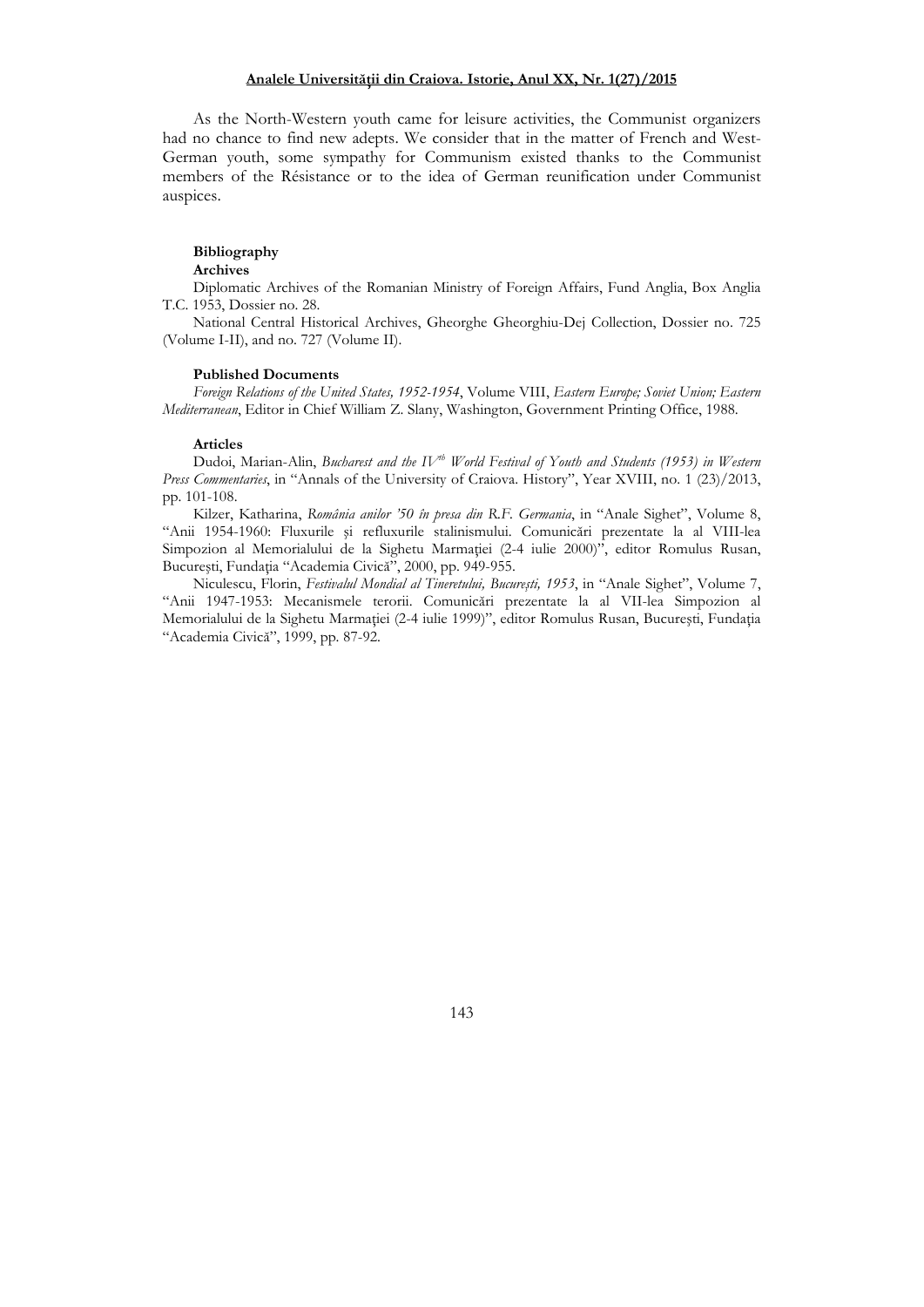As the North-Western youth came for leisure activities, the Communist organizers had no chance to find new adepts. We consider that in the matter of French and West-German youth, some sympathy for Communism existed thanks to the Communist members of the Résistance or to the idea of German reunification under Communist auspices.

**Bibliography**

**Archives**

Diplomatic Archives of the Romanian Ministry of Foreign Affairs, Fund Anglia, Box Anglia T.C. 1953, Dossier no. 28.

National Central Historical Archives, Gheorghe Gheorghiu-Dej Collection, Dossier no. 725 (Volume I-II), and no. 727 (Volume II).

**Published Documents**

*Foreign Relations of the United States, 1952-1954*, Volume VIII, *Eastern Europe; Soviet Union; Eastern Mediterranean*, Editor in Chief William Z. Slany, Washington, Government Printing Office, 1988.

**Articles**

Dudoi, Marian-Alin, *Bucharest and the IV$^{th}$ World Festival of Youth and Students (1953) in Western Press Commentaries*, in "Annals of the University of Craiova. History", Year XVIII, no. 1 (23)/2013, pp. 101-108.

Kilzer, Katharina, *România anilor '50 în presa din R.F. Germania*, in "Anale Sighet", Volume 8, "Anii 1954-1960: Fluxurile şi refluxurile stalinismului. Comunicări prezentate la al VIII-lea Simpozion al Memorialului de la Sighetu Marmaţiei (2-4 iulie 2000)", editor Romulus Rusan, Bucureşti, Fundaţia "Academia Civică", 2000, pp. 949-955.

Niculescu, Florin, *Festivalul Mondial al Tineretului, Bucureşti, 1953*, in "Anale Sighet", Volume 7, "Anii 1947-1953: Mecanismele terorii. Comunicări prezentate la al VII-lea Simpozion al Memorialului de la Sighetu Marmaţiei (2-4 iulie 1999)", editor Romulus Rusan, Bucureşti, Fundaţia "Academia Civică", 1999, pp. 87-92.